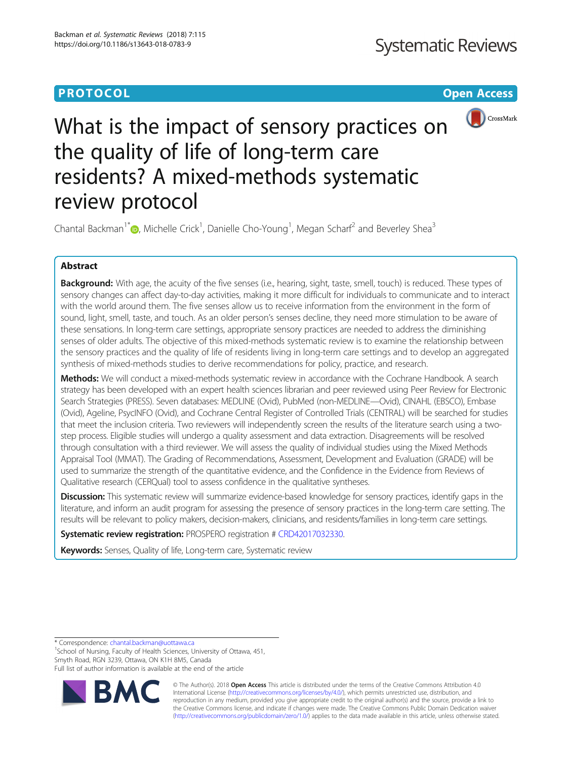PROTOCOL

Open Access

# What is the impact of sensory practices on the quality of life of long-term care residents? A mixed-methods systematic review protocol

Chantal Backman[1*], Michelle Crick[1], Danielle Cho-Young[1], Megan Scharf[2] and Beverley Shea[3]

## Abstract

**Background:** With age, the acuity of the five senses (i.e., hearing, sight, taste, smell, touch) is reduced. These types of sensory changes can affect day-to-day activities, making it more difficult for individuals to communicate and to interact with the world around them. The five senses allow us to receive information from the environment in the form of sound, light, smell, taste, and touch. As an older person's senses decline, they need more stimulation to be aware of these sensations. In long-term care settings, appropriate sensory practices are needed to address the diminishing senses of older adults. The objective of this mixed-methods systematic review is to examine the relationship between the sensory practices and the quality of life of residents living in long-term care settings and to develop an aggregated synthesis of mixed-methods studies to derive recommendations for policy, practice, and research.

**Methods:** We will conduct a mixed-methods systematic review in accordance with the Cochrane Handbook. A search strategy has been developed with an expert health sciences librarian and peer reviewed using Peer Review for Electronic Search Strategies (PRESS). Seven databases: MEDLINE (Ovid), PubMed (non-MEDLINE—Ovid), CINAHL (EBSCO), Embase (Ovid), Ageline, PsycINFO (Ovid), and Cochrane Central Register of Controlled Trials (CENTRAL) will be searched for studies that meet the inclusion criteria. Two reviewers will independently screen the results of the literature search using a two-step process. Eligible studies will undergo a quality assessment and data extraction. Disagreements will be resolved through consultation with a third reviewer. We will assess the quality of individual studies using the Mixed Methods Appraisal Tool (MMAT). The Grading of Recommendations, Assessment, Development and Evaluation (GRADE) will be used to summarize the strength of the quantitative evidence, and the Confidence in the Evidence from Reviews of Qualitative research (CERQual) tool to assess confidence in the qualitative syntheses.

**Discussion:** This systematic review will summarize evidence-based knowledge for sensory practices, identify gaps in the literature, and inform an audit program for assessing the presence of sensory practices in the long-term care setting. The results will be relevant to policy makers, decision-makers, clinicians, and residents/families in long-term care settings.

**Systematic review registration:** PROSPERO registration # CRD42017032330.

**Keywords:** Senses, Quality of life, Long-term care, Systematic review

\* Correspondence: chantal.backman@uottawa.ca
[1]School of Nursing, Faculty of Health Sciences, University of Ottawa, 451, Smyth Road, RGN 3239, Ottawa, ON K1H 8M5, Canada
Full list of author information is available at the end of the article

© The Author(s). 2018 **Open Access** This article is distributed under the terms of the Creative Commons Attribution 4.0 International License (http://creativecommons.org/licenses/by/4.0/), which permits unrestricted use, distribution, and reproduction in any medium, provided you give appropriate credit to the original author(s) and the source, provide a link to the Creative Commons license, and indicate if changes were made. The Creative Commons Public Domain Dedication waiver (http://creativecommons.org/publicdomain/zero/1.0/) applies to the data made available in this article, unless otherwise stated.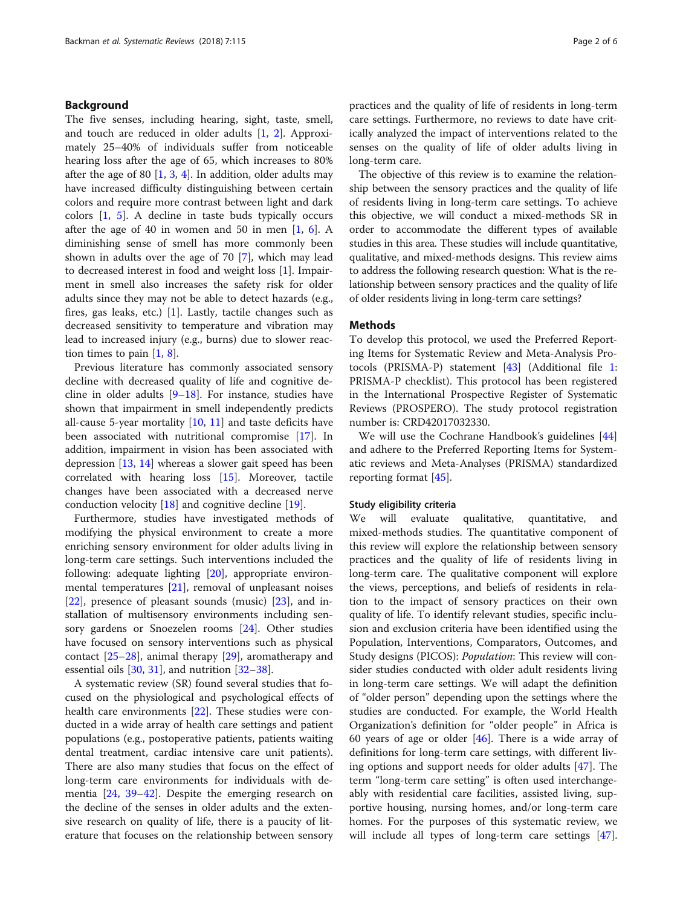## Background

The five senses, including hearing, sight, taste, smell, and touch are reduced in older adults [1, 2]. Approximately 25–40% of individuals suffer from noticeable hearing loss after the age of 65, which increases to 80% after the age of 80 [1, 3, 4]. In addition, older adults may have increased difficulty distinguishing between certain colors and require more contrast between light and dark colors [1, 5]. A decline in taste buds typically occurs after the age of 40 in women and 50 in men [1, 6]. A diminishing sense of smell has more commonly been shown in adults over the age of 70 [7], which may lead to decreased interest in food and weight loss [1]. Impairment in smell also increases the safety risk for older adults since they may not be able to detect hazards (e.g., fires, gas leaks, etc.) [1]. Lastly, tactile changes such as decreased sensitivity to temperature and vibration may lead to increased injury (e.g., burns) due to slower reaction times to pain [1, 8].

Previous literature has commonly associated sensory decline with decreased quality of life and cognitive decline in older adults [9–18]. For instance, studies have shown that impairment in smell independently predicts all-cause 5-year mortality [10, 11] and taste deficits have been associated with nutritional compromise [17]. In addition, impairment in vision has been associated with depression [13, 14] whereas a slower gait speed has been correlated with hearing loss [15]. Moreover, tactile changes have been associated with a decreased nerve conduction velocity [18] and cognitive decline [19].

Furthermore, studies have investigated methods of modifying the physical environment to create a more enriching sensory environment for older adults living in long-term care settings. Such interventions included the following: adequate lighting [20], appropriate environmental temperatures [21], removal of unpleasant noises [22], presence of pleasant sounds (music) [23], and installation of multisensory environments including sensory gardens or Snoezelen rooms [24]. Other studies have focused on sensory interventions such as physical contact [25–28], animal therapy [29], aromatherapy and essential oils [30, 31], and nutrition [32–38].

A systematic review (SR) found several studies that focused on the physiological and psychological effects of health care environments [22]. These studies were conducted in a wide array of health care settings and patient populations (e.g., postoperative patients, patients waiting dental treatment, cardiac intensive care unit patients). There are also many studies that focus on the effect of long-term care environments for individuals with dementia [24, 39–42]. Despite the emerging research on the decline of the senses in older adults and the extensive research on quality of life, there is a paucity of literature that focuses on the relationship between sensory practices and the quality of life of residents in long-term care settings. Furthermore, no reviews to date have critically analyzed the impact of interventions related to the senses on the quality of life of older adults living in long-term care.

The objective of this review is to examine the relationship between the sensory practices and the quality of life of residents living in long-term care settings. To achieve this objective, we will conduct a mixed-methods SR in order to accommodate the different types of available studies in this area. These studies will include quantitative, qualitative, and mixed-methods designs. This review aims to address the following research question: What is the relationship between sensory practices and the quality of life of older residents living in long-term care settings?

## Methods

To develop this protocol, we used the Preferred Reporting Items for Systematic Review and Meta-Analysis Protocols (PRISMA-P) statement [43] (Additional file 1: PRISMA-P checklist). This protocol has been registered in the International Prospective Register of Systematic Reviews (PROSPERO). The study protocol registration number is: CRD42017032330.

We will use the Cochrane Handbook's guidelines [44] and adhere to the Preferred Reporting Items for Systematic reviews and Meta-Analyses (PRISMA) standardized reporting format [45].

### Study eligibility criteria

We will evaluate qualitative, quantitative, and mixed-methods studies. The quantitative component of this review will explore the relationship between sensory practices and the quality of life of residents living in long-term care. The qualitative component will explore the views, perceptions, and beliefs of residents in relation to the impact of sensory practices on their own quality of life. To identify relevant studies, specific inclusion and exclusion criteria have been identified using the Population, Interventions, Comparators, Outcomes, and Study designs (PICOS): *Population*: This review will consider studies conducted with older adult residents living in long-term care settings. We will adapt the definition of "older person" depending upon the settings where the studies are conducted. For example, the World Health Organization's definition for "older people" in Africa is 60 years of age or older [46]. There is a wide array of definitions for long-term care settings, with different living options and support needs for older adults [47]. The term "long-term care setting" is often used interchangeably with residential care facilities, assisted living, supportive housing, nursing homes, and/or long-term care homes. For the purposes of this systematic review, we will include all types of long-term care settings [47].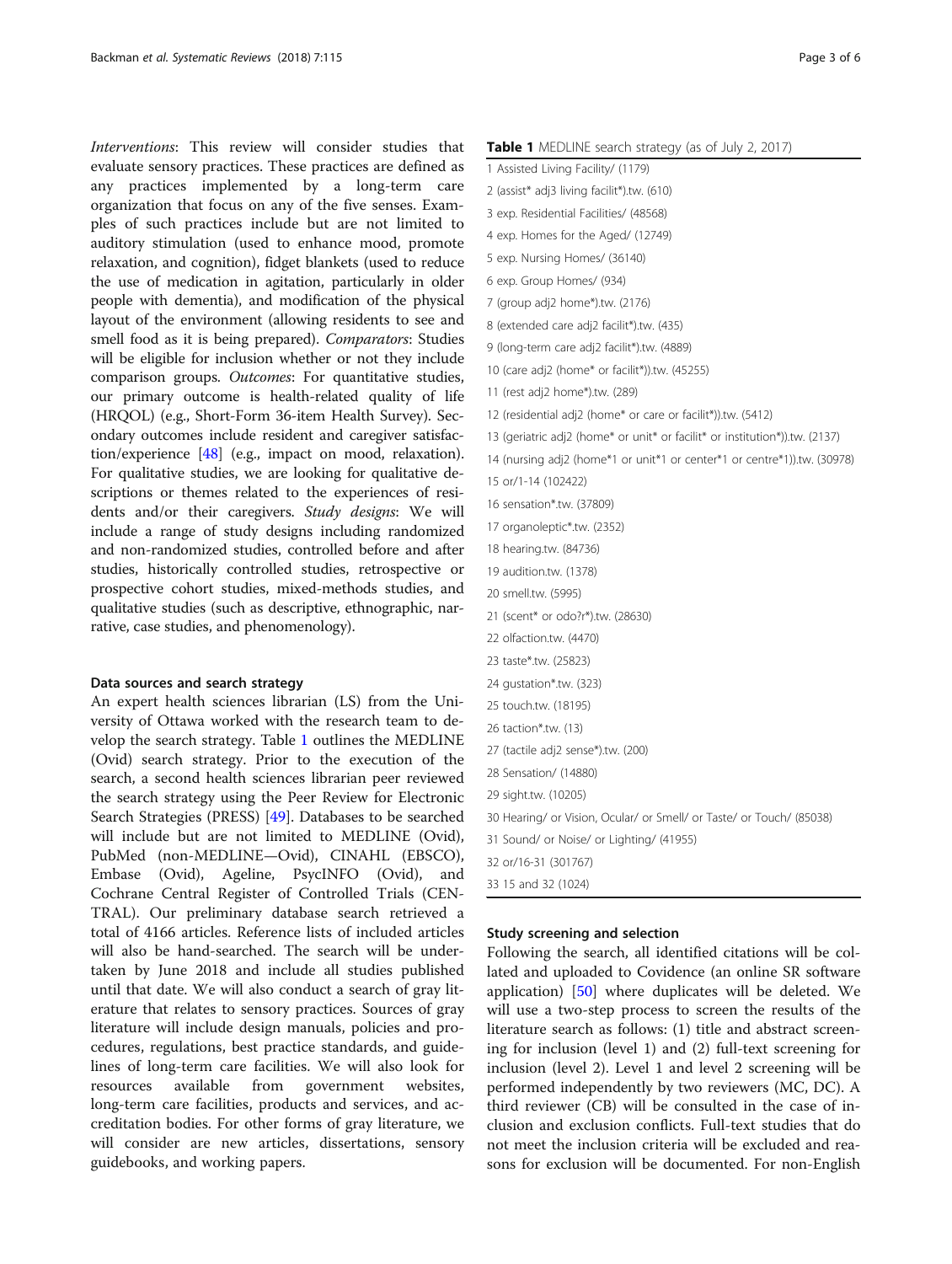*Interventions*: This review will consider studies that evaluate sensory practices. These practices are defined as any practices implemented by a long-term care organization that focus on any of the five senses. Examples of such practices include but are not limited to auditory stimulation (used to enhance mood, promote relaxation, and cognition), fidget blankets (used to reduce the use of medication in agitation, particularly in older people with dementia), and modification of the physical layout of the environment (allowing residents to see and smell food as it is being prepared). *Comparators*: Studies will be eligible for inclusion whether or not they include comparison groups. *Outcomes*: For quantitative studies, our primary outcome is health-related quality of life (HRQOL) (e.g., Short-Form 36-item Health Survey). Secondary outcomes include resident and caregiver satisfaction/experience [48] (e.g., impact on mood, relaxation). For qualitative studies, we are looking for qualitative descriptions or themes related to the experiences of residents and/or their caregivers. *Study designs*: We will include a range of study designs including randomized and non-randomized studies, controlled before and after studies, historically controlled studies, retrospective or prospective cohort studies, mixed-methods studies, and qualitative studies (such as descriptive, ethnographic, narrative, case studies, and phenomenology).

### Data sources and search strategy

An expert health sciences librarian (LS) from the University of Ottawa worked with the research team to develop the search strategy. Table 1 outlines the MEDLINE (Ovid) search strategy. Prior to the execution of the search, a second health sciences librarian peer reviewed the search strategy using the Peer Review for Electronic Search Strategies (PRESS) [49]. Databases to be searched will include but are not limited to MEDLINE (Ovid), PubMed (non-MEDLINE—Ovid), CINAHL (EBSCO), Embase (Ovid), Ageline, PsycINFO (Ovid), and Cochrane Central Register of Controlled Trials (CENTRAL). Our preliminary database search retrieved a total of 4166 articles. Reference lists of included articles will also be hand-searched. The search will be undertaken by June 2018 and include all studies published until that date. We will also conduct a search of gray literature that relates to sensory practices. Sources of gray literature will include design manuals, policies and procedures, regulations, best practice standards, and guidelines of long-term care facilities. We will also look for resources available from government websites, long-term care facilities, products and services, and accreditation bodies. For other forms of gray literature, we will consider are new articles, dissertations, sensory guidebooks, and working papers.

**Table 1** MEDLINE search strategy (as of July 2, 2017)

| |
|---|
| 1 Assisted Living Facility/ (1179) |
| 2 (assist* adj3 living facilit*).tw. (610) |
| 3 exp. Residential Facilities/ (48568) |
| 4 exp. Homes for the Aged/ (12749) |
| 5 exp. Nursing Homes/ (36140) |
| 6 exp. Group Homes/ (934) |
| 7 (group adj2 home*).tw. (2176) |
| 8 (extended care adj2 facilit*).tw. (435) |
| 9 (long-term care adj2 facilit*).tw. (4889) |
| 10 (care adj2 (home* or facilit*)).tw. (45255) |
| 11 (rest adj2 home*).tw. (289) |
| 12 (residential adj2 (home* or care or facilit*)).tw. (5412) |
| 13 (geriatric adj2 (home* or unit* or facilit* or institution*)).tw. (2137) |
| 14 (nursing adj2 (home*1 or unit*1 or center*1 or centre*1)).tw. (30978) |
| 15 or/1-14 (102422) |
| 16 sensation*.tw. (37809) |
| 17 organoleptic*.tw. (2352) |
| 18 hearing.tw. (84736) |
| 19 audition.tw. (1378) |
| 20 smell.tw. (5995) |
| 21 (scent* or odo?r*).tw. (28630) |
| 22 olfaction.tw. (4470) |
| 23 taste*.tw. (25823) |
| 24 gustation*.tw. (323) |
| 25 touch.tw. (18195) |
| 26 taction*.tw. (13) |
| 27 (tactile adj2 sense*).tw. (200) |
| 28 Sensation/ (14880) |
| 29 sight.tw. (10205) |
| 30 Hearing/ or Vision, Ocular/ or Smell/ or Taste/ or Touch/ (85038) |
| 31 Sound/ or Noise/ or Lighting/ (41955) |
| 32 or/16-31 (301767) |
| 33 15 and 32 (1024) |

### Study screening and selection

Following the search, all identified citations will be collated and uploaded to Covidence (an online SR software application) [50] where duplicates will be deleted. We will use a two-step process to screen the results of the literature search as follows: (1) title and abstract screening for inclusion (level 1) and (2) full-text screening for inclusion (level 2). Level 1 and level 2 screening will be performed independently by two reviewers (MC, DC). A third reviewer (CB) will be consulted in the case of inclusion and exclusion conflicts. Full-text studies that do not meet the inclusion criteria will be excluded and reasons for exclusion will be documented. For non-English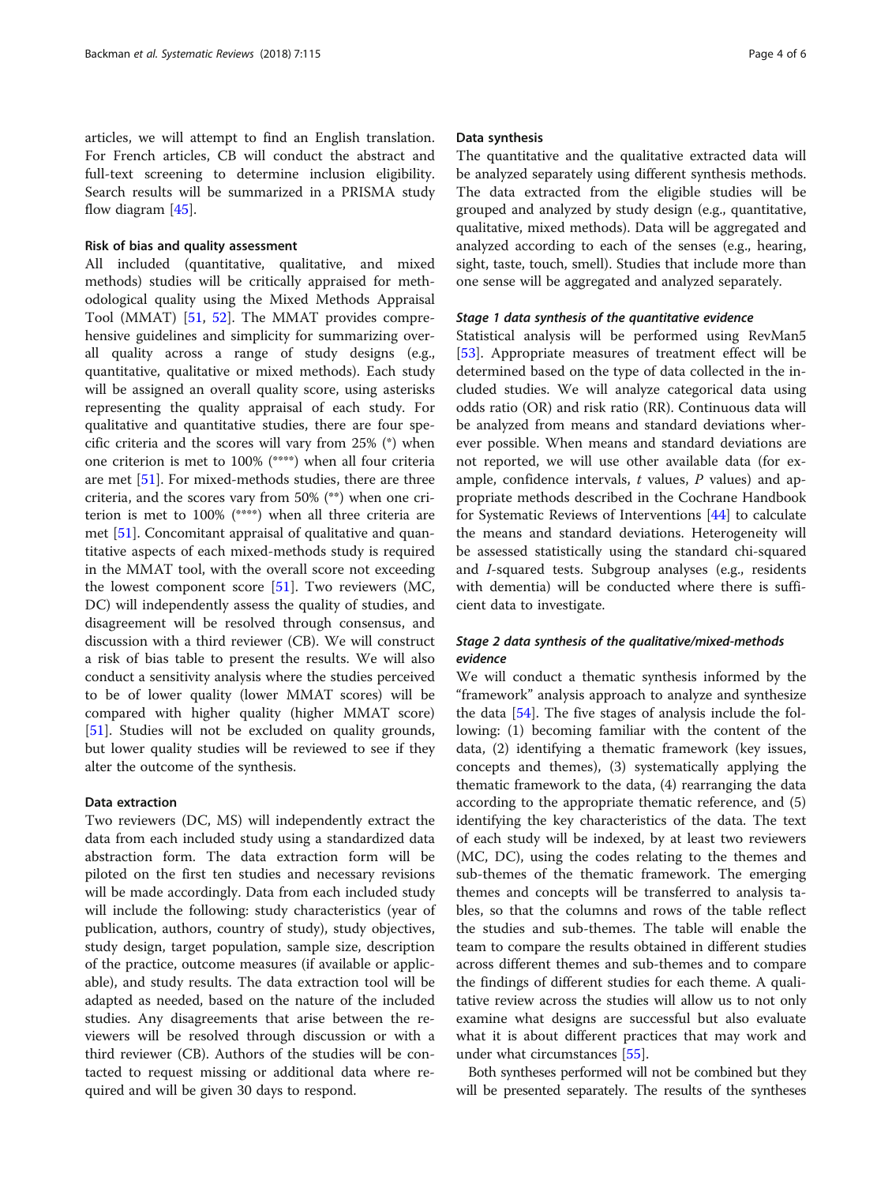articles, we will attempt to find an English translation. For French articles, CB will conduct the abstract and full-text screening to determine inclusion eligibility. Search results will be summarized in a PRISMA study flow diagram [45].

### Risk of bias and quality assessment

All included (quantitative, qualitative, and mixed methods) studies will be critically appraised for methodological quality using the Mixed Methods Appraisal Tool (MMAT) [51, 52]. The MMAT provides comprehensive guidelines and simplicity for summarizing overall quality across a range of study designs (e.g., quantitative, qualitative or mixed methods). Each study will be assigned an overall quality score, using asterisks representing the quality appraisal of each study. For qualitative and quantitative studies, there are four specific criteria and the scores will vary from 25% (*) when one criterion is met to 100% (****) when all four criteria are met [51]. For mixed-methods studies, there are three criteria, and the scores vary from 50% (**) when one criterion is met to 100% (****) when all three criteria are met [51]. Concomitant appraisal of qualitative and quantitative aspects of each mixed-methods study is required in the MMAT tool, with the overall score not exceeding the lowest component score [51]. Two reviewers (MC, DC) will independently assess the quality of studies, and disagreement will be resolved through consensus, and discussion with a third reviewer (CB). We will construct a risk of bias table to present the results. We will also conduct a sensitivity analysis where the studies perceived to be of lower quality (lower MMAT scores) will be compared with higher quality (higher MMAT score) [51]. Studies will not be excluded on quality grounds, but lower quality studies will be reviewed to see if they alter the outcome of the synthesis.

### Data extraction

Two reviewers (DC, MS) will independently extract the data from each included study using a standardized data abstraction form. The data extraction form will be piloted on the first ten studies and necessary revisions will be made accordingly. Data from each included study will include the following: study characteristics (year of publication, authors, country of study), study objectives, study design, target population, sample size, description of the practice, outcome measures (if available or applicable), and study results. The data extraction tool will be adapted as needed, based on the nature of the included studies. Any disagreements that arise between the reviewers will be resolved through discussion or with a third reviewer (CB). Authors of the studies will be contacted to request missing or additional data where required and will be given 30 days to respond.

### Data synthesis

The quantitative and the qualitative extracted data will be analyzed separately using different synthesis methods. The data extracted from the eligible studies will be grouped and analyzed by study design (e.g., quantitative, qualitative, mixed methods). Data will be aggregated and analyzed according to each of the senses (e.g., hearing, sight, taste, touch, smell). Studies that include more than one sense will be aggregated and analyzed separately.

#### *Stage 1 data synthesis of the quantitative evidence*

Statistical analysis will be performed using RevMan5 [53]. Appropriate measures of treatment effect will be determined based on the type of data collected in the included studies. We will analyze categorical data using odds ratio (OR) and risk ratio (RR). Continuous data will be analyzed from means and standard deviations wherever possible. When means and standard deviations are not reported, we will use other available data (for example, confidence intervals, $t$ values, $P$ values) and appropriate methods described in the Cochrane Handbook for Systematic Reviews of Interventions [44] to calculate the means and standard deviations. Heterogeneity will be assessed statistically using the standard chi-squared and $I$-squared tests. Subgroup analyses (e.g., residents with dementia) will be conducted where there is sufficient data to investigate.

#### *Stage 2 data synthesis of the qualitative/mixed-methods evidence*

We will conduct a thematic synthesis informed by the "framework" analysis approach to analyze and synthesize the data [54]. The five stages of analysis include the following: (1) becoming familiar with the content of the data, (2) identifying a thematic framework (key issues, concepts and themes), (3) systematically applying the thematic framework to the data, (4) rearranging the data according to the appropriate thematic reference, and (5) identifying the key characteristics of the data. The text of each study will be indexed, by at least two reviewers (MC, DC), using the codes relating to the themes and sub-themes of the thematic framework. The emerging themes and concepts will be transferred to analysis tables, so that the columns and rows of the table reflect the studies and sub-themes. The table will enable the team to compare the results obtained in different studies across different themes and sub-themes and to compare the findings of different studies for each theme. A qualitative review across the studies will allow us to not only examine what designs are successful but also evaluate what it is about different practices that may work and under what circumstances [55].

Both syntheses performed will not be combined but they will be presented separately. The results of the syntheses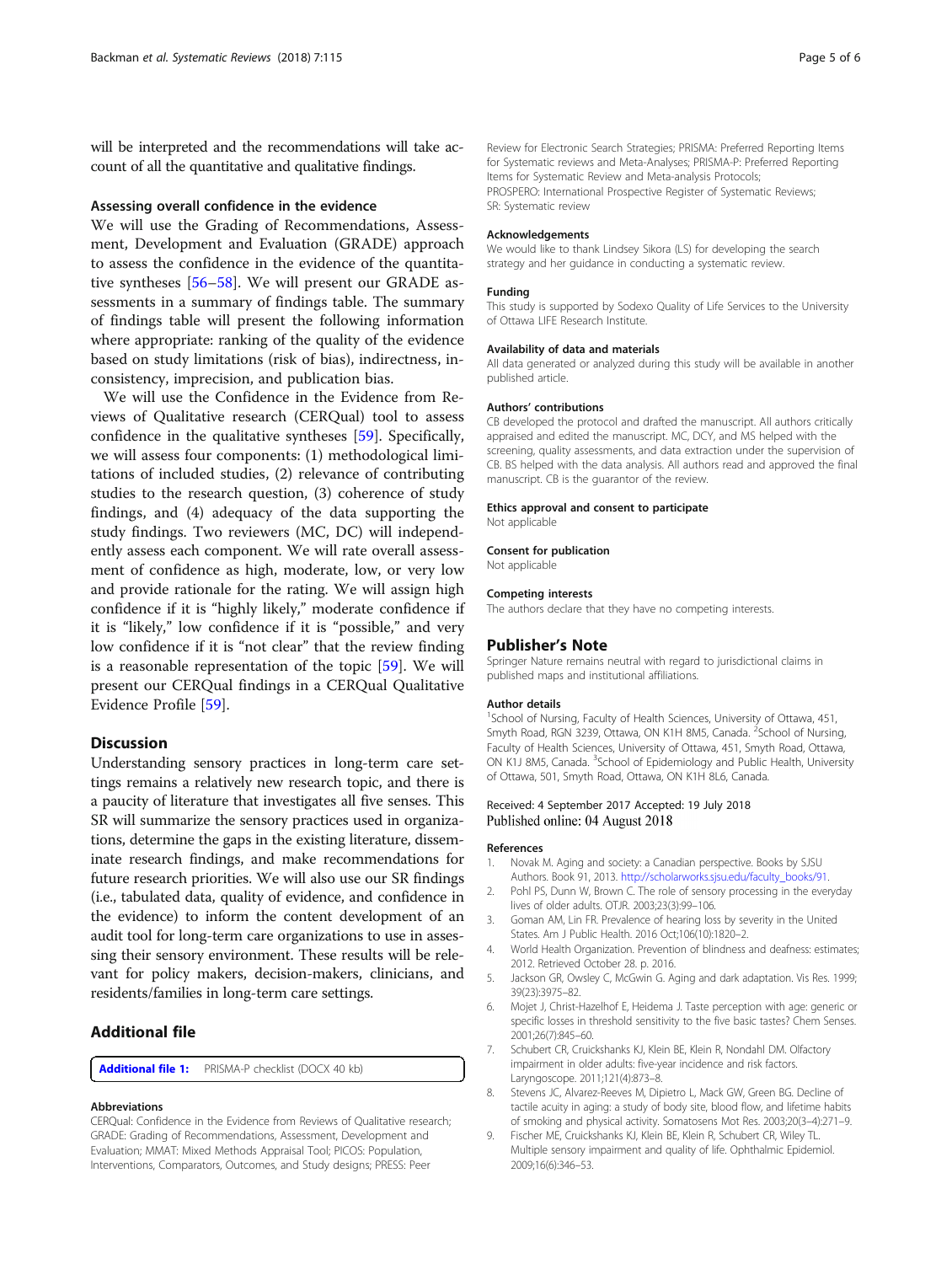will be interpreted and the recommendations will take account of all the quantitative and qualitative findings.

### Assessing overall confidence in the evidence

We will use the Grading of Recommendations, Assessment, Development and Evaluation (GRADE) approach to assess the confidence in the evidence of the quantitative syntheses [56–58]. We will present our GRADE assessments in a summary of findings table. The summary of findings table will present the following information where appropriate: ranking of the quality of the evidence based on study limitations (risk of bias), indirectness, inconsistency, imprecision, and publication bias.

We will use the Confidence in the Evidence from Reviews of Qualitative research (CERQual) tool to assess confidence in the qualitative syntheses [59]. Specifically, we will assess four components: (1) methodological limitations of included studies, (2) relevance of contributing studies to the research question, (3) coherence of study findings, and (4) adequacy of the data supporting the study findings. Two reviewers (MC, DC) will independently assess each component. We will rate overall assessment of confidence as high, moderate, low, or very low and provide rationale for the rating. We will assign high confidence if it is "highly likely," moderate confidence if it is "likely," low confidence if it is "possible," and very low confidence if it is "not clear" that the review finding is a reasonable representation of the topic [59]. We will present our CERQual findings in a CERQual Qualitative Evidence Profile [59].

## Discussion

Understanding sensory practices in long-term care settings remains a relatively new research topic, and there is a paucity of literature that investigates all five senses. This SR will summarize the sensory practices used in organizations, determine the gaps in the existing literature, disseminate research findings, and make recommendations for future research priorities. We will also use our SR findings (i.e., tabulated data, quality of evidence, and confidence in the evidence) to inform the content development of an audit tool for long-term care organizations to use in assessing their sensory environment. These results will be relevant for policy makers, decision-makers, clinicians, and residents/families in long-term care settings.

## Additional file

**Additional file 1:** PRISMA-P checklist (DOCX 40 kb)

#### Abbreviations

CERQual: Confidence in the Evidence from Reviews of Qualitative research; GRADE: Grading of Recommendations, Assessment, Development and Evaluation; MMAT: Mixed Methods Appraisal Tool; PICOS: Population, Interventions, Comparators, Outcomes, and Study designs; PRESS: Peer Review for Electronic Search Strategies; PRISMA: Preferred Reporting Items for Systematic reviews and Meta-Analyses; PRISMA-P: Preferred Reporting Items for Systematic Review and Meta-analysis Protocols; PROSPERO: International Prospective Register of Systematic Reviews; SR: Systematic review

#### Acknowledgements

We would like to thank Lindsey Sikora (LS) for developing the search strategy and her guidance in conducting a systematic review.

#### Funding

This study is supported by Sodexo Quality of Life Services to the University of Ottawa LIFE Research Institute.

#### Availability of data and materials

All data generated or analyzed during this study will be available in another published article.

#### Authors' contributions

CB developed the protocol and drafted the manuscript. All authors critically appraised and edited the manuscript. MC, DCY, and MS helped with the screening, quality assessments, and data extraction under the supervision of CB. BS helped with the data analysis. All authors read and approved the final manuscript. CB is the guarantor of the review.

#### Ethics approval and consent to participate

Not applicable

#### Consent for publication

Not applicable

#### Competing interests

The authors declare that they have no competing interests.

## Publisher's Note

Springer Nature remains neutral with regard to jurisdictional claims in published maps and institutional affiliations.

#### Author details

[1]School of Nursing, Faculty of Health Sciences, University of Ottawa, 451, Smyth Road, RGN 3239, Ottawa, ON K1H 8M5, Canada. [2]School of Nursing, Faculty of Health Sciences, University of Ottawa, 451, Smyth Road, Ottawa, ON K1J 8M5, Canada. [3]School of Epidemiology and Public Health, University of Ottawa, 501, Smyth Road, Ottawa, ON K1H 8L6, Canada.

Received: 4 September 2017 Accepted: 19 July 2018
Published online: 04 August 2018

#### References

1. Novak M. Aging and society: a Canadian perspective. Books by SJSU Authors. Book 91, 2013. http://scholarworks.sjsu.edu/faculty_books/91.
2. Pohl PS, Dunn W, Brown C. The role of sensory processing in the everyday lives of older adults. OTJR. 2003;23(3):99–106.
3. Goman AM, Lin FR. Prevalence of hearing loss by severity in the United States. Am J Public Health. 2016 Oct;106(10):1820–2.
4. World Health Organization. Prevention of blindness and deafness: estimates; 2012. Retrieved October 28. p. 2016.
5. Jackson GR, Owsley C, McGwin G. Aging and dark adaptation. Vis Res. 1999; 39(23):3975–82.
6. Mojet J, Christ-Hazelhof E, Heidema J. Taste perception with age: generic or specific losses in threshold sensitivity to the five basic tastes? Chem Senses. 2001;26(7):845–60.
7. Schubert CR, Cruickshanks KJ, Klein BE, Klein R, Nondahl DM. Olfactory impairment in older adults: five-year incidence and risk factors. Laryngoscope. 2011;121(4):873–8.
8. Stevens JC, Alvarez-Reeves M, Dipietro L, Mack GW, Green BG. Decline of tactile acuity in aging: a study of body site, blood flow, and lifetime habits of smoking and physical activity. Somatosens Mot Res. 2003;20(3–4):271–9.
9. Fischer ME, Cruickshanks KJ, Klein BE, Klein R, Schubert CR, Wiley TL. Multiple sensory impairment and quality of life. Ophthalmic Epidemiol. 2009;16(6):346–53.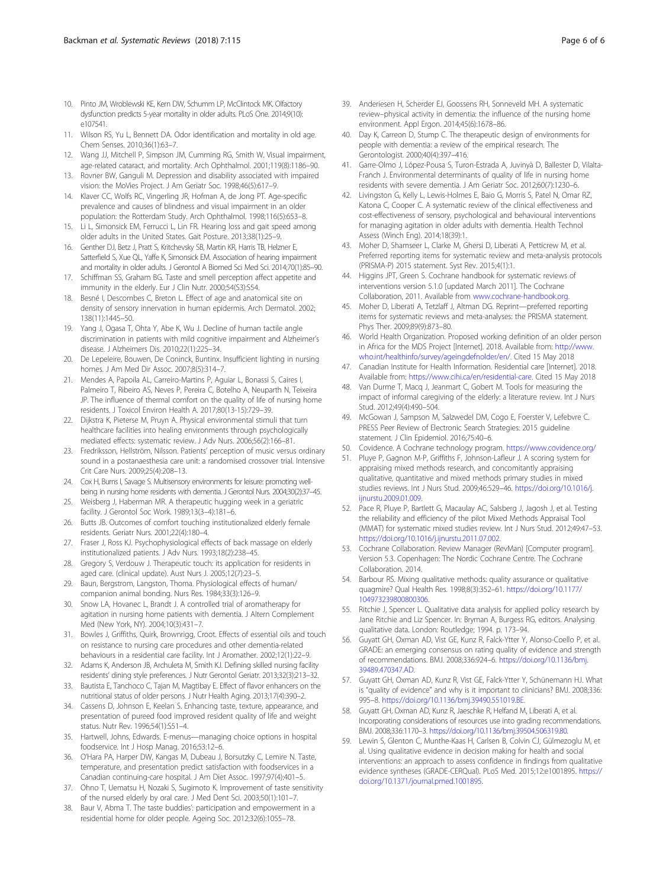10. Pinto JM, Wroblewski KE, Kern DW, Schumm LP, McClintock MK. Olfactory dysfunction predicts 5-year mortality in older adults. PLoS One. 2014;9(10): e107541.
11. Wilson RS, Yu L, Bennett DA. Odor identification and mortality in old age. Chem Senses. 2010;36(1):63–7.
12. Wang JJ, Mitchell P, Simpson JM, Cumming RG, Smith W. Visual impairment, age-related cataract, and mortality. Arch Ophthalmol. 2001;119(8):1186–90.
13. Rovner BW, Ganguli M. Depression and disability associated with impaired vision: the MoVies Project. J Am Geriatr Soc. 1998;46(5):617–9.
14. Klaver CC, Wolfs RC, Vingerling JR, Hofman A, de Jong PT. Age-specific prevalence and causes of blindness and visual impairment in an older population: the Rotterdam Study. Arch Ophthalmol. 1998;116(5):653–8.
15. Li L, Simonsick EM, Ferrucci L, Lin FR. Hearing loss and gait speed among older adults in the United States. Gait Posture. 2013;38(1):25–9.
16. Genther DJ, Betz J, Pratt S, Kritchevsky SB, Martin KR, Harris TB, Helzner E, Satterfield S, Xue QL, Yaffe K, Simonsick EM. Association of hearing impairment and mortality in older adults. J Gerontol A Biomed Sci Med Sci. 2014;70(1):85–90.
17. Schiffman SS, Graham BG. Taste and smell perception affect appetite and immunity in the elderly. Eur J Clin Nutr. 2000;54(S3):S54.
18. Besné I, Descombes C, Breton L. Effect of age and anatomical site on density of sensory innervation in human epidermis. Arch Dermatol. 2002; 138(11):1445–50.
19. Yang J, Ogasa T, Ohta Y, Abe K, Wu J. Decline of human tactile angle discrimination in patients with mild cognitive impairment and Alzheimer's disease. J Alzheimers Dis. 2010;22(1):225–34.
20. De Lepeleire, Bouwen, De Coninck, Buntinx. Insufficient lighting in nursing homes. J Am Med Dir Assoc. 2007;8(5):314–7.
21. Mendes A, Papoila AL, Carreiro-Martins P, Aguiar L, Bonassi S, Caires I, Palmeiro T, Ribeiro AS, Neves P, Pereira C, Botelho A, Neuparth N, Teixeira JP. The influence of thermal comfort on the quality of life of nursing home residents. J Toxicol Environ Health A. 2017;80(13-15):729–39.
22. Dijkstra K, Pieterse M, Pruyn A. Physical environmental stimuli that turn healthcare facilities into healing environments through psychologically mediated effects: systematic review. J Adv Nurs. 2006;56(2):166–81.
23. Fredriksson, Hellström, Nilsson. Patients' perception of music versus ordinary sound in a postanaesthesia care unit: a randomised crossover trial. Intensive Crit Care Nurs. 2009;25(4):208–13.
24. Cox H, Burns I, Savage S. Multisensory environments for leisure: promoting well-being in nursing home residents with dementia. J Gerontol Nurs. 2004;30(2):37–45.
25. Weisberg J, Haberman MR. A therapeutic hugging week in a geriatric facility. J Gerontol Soc Work. 1989;13(3–4):181–6.
26. Butts JB. Outcomes of comfort touching institutionalized elderly female residents. Geriatr Nurs. 2001;22(4):180–4.
27. Fraser J, Ross KJ. Psychophysiological effects of back massage on elderly institutionalized patients. J Adv Nurs. 1993;18(2):238–45.
28. Gregory S, Verdouw J. Therapeutic touch: its application for residents in aged care. (clinical update). Aust Nurs J. 2005;12(7):23–5.
29. Baun, Bergstrom, Langston, Thoma. Physiological effects of human/ companion animal bonding. Nurs Res. 1984;33(3):126–9.
30. Snow LA, Hovanec L, Brandt J. A controlled trial of aromatherapy for agitation in nursing home patients with dementia. J Altern Complement Med (New York, NY). 2004;10(3):431–7.
31. Bowles J, Griffiths, Quirk, Brownrigg, Croot. Effects of essential oils and touch on resistance to nursing care procedures and other dementia-related behaviours in a residential care facility. Int J Aromather. 2002;12(1):22–9.
32. Adams K, Anderson JB, Archuleta M, Smith KJ. Defining skilled nursing facility residents' dining style preferences. J Nutr Gerontol Geriatr. 2013;32(3):213–32.
33. Bautista E, Tanchoco C, Tajan M, Magtibay E. Effect of flavor enhancers on the nutritional status of older persons. J Nutr Health Aging. 2013;17(4):390–2.
34. Cassens D, Johnson E, Keelan S. Enhancing taste, texture, appearance, and presentation of pureed food improved resident quality of life and weight status. Nutr Rev. 1996;54(1):S51–4.
35. Hartwell, Johns, Edwards. E-menus—managing choice options in hospital foodservice. Int J Hosp Manag. 2016;53:12–6.
36. O'Hara PA, Harper DW, Kangas M, Dubeau J, Borsutzky C, Lemire N. Taste, temperature, and presentation predict satisfaction with foodservices in a Canadian continuing-care hospital. J Am Diet Assoc. 1997;97(4):401–5.
37. Ohno T, Uematsu H, Nozaki S, Sugimoto K. Improvement of taste sensitivity of the nursed elderly by oral care. J Med Dent Sci. 2003;50(1):101–7.
38. Baur V, Abma T. The taste buddies': participation and empowerment in a residential home for older people. Ageing Soc. 2012;32(6):1055–78.
39. Anderiesen H, Scherder EJ, Goossens RH, Sonneveld MH. A systematic review–physical activity in dementia: the influence of the nursing home environment. Appl Ergon. 2014;45(6):1678–86.
40. Day K, Carreon D, Stump C. The therapeutic design of environments for people with dementia: a review of the empirical research. The Gerontologist. 2000;40(4):397–416.
41. Garre-Olmo J, López-Pousa S, Turon-Estrada A, Juvinyà D, Ballester D, Vilalta-Franch J. Environmental determinants of quality of life in nursing home residents with severe dementia. J Am Geriatr Soc. 2012;60(7):1230–6.
42. Livingston G, Kelly L, Lewis-Holmes E, Baio G, Morris S, Patel N, Omar RZ, Katona C, Cooper C. A systematic review of the clinical effectiveness and cost-effectiveness of sensory, psychological and behavioural interventions for managing agitation in older adults with dementia. Health Technol Assess (Winch Eng). 2014;18(39):1.
43. Moher D, Shamseer L, Clarke M, Ghersi D, Liberati A, Petticrew M, et al. Preferred reporting items for systematic review and meta-analysis protocols (PRISMA-P) 2015 statement. Syst Rev. 2015;4(1):1.
44. Higgins JPT, Green S. Cochrane handbook for systematic reviews of interventions version 5.1.0 [updated March 2011]. The Cochrane Collaboration, 2011. Available from www.cochrane-handbook.org.
45. Moher D, Liberati A, Tetzlaff J, Altman DG. Reprint—preferred reporting items for systematic reviews and meta-analyses: the PRISMA statement. Phys Ther. 2009;89(9):873–80.
46. World Health Organization. Proposed working definition of an older person in Africa for the MDS Project [Internet]. 2018. Available from: http://www.who.int/healthinfo/survey/ageingdefnolder/en/. Cited 15 May 2018
47. Canadian Institute for Health Information. Residential care [Internet]. 2018. Available from: https://www.cihi.ca/en/residential-care. Cited 15 May 2018
48. Van Durme T, Macq J, Jeanmart C, Gobert M. Tools for measuring the impact of informal caregiving of the elderly: a literature review. Int J Nurs Stud. 2012;49(4):490–504.
49. McGowan J, Sampson M, Salzwedel DM, Cogo E, Foerster V, Lefebvre C. PRESS Peer Review of Electronic Search Strategies: 2015 guideline statement. J Clin Epidemiol. 2016;75:40–6.
50. Covidence. A Cochrane technology program. https://www.covidence.org/
51. Pluye P, Gagnon M-P, Griffiths F, Johnson-Lafleur J. A scoring system for appraising mixed methods research, and concomitantly appraising qualitative, quantitative and mixed methods primary studies in mixed studies reviews. Int J Nurs Stud. 2009;46:529–46. https://doi.org/10.1016/j.ijnurstu.2009.01.009.
52. Pace R, Pluye P, Bartlett G, Macaulay AC, Salsberg J, Jagosh J, et al. Testing the reliability and efficiency of the pilot Mixed Methods Appraisal Tool (MMAT) for systematic mixed studies review. Int J Nurs Stud. 2012;49:47–53. https://doi.org/10.1016/j.ijnurstu.2011.07.002.
53. Cochrane Collaboration. Review Manager (RevMan) [Computer program]. Version 5.3. Copenhagen: The Nordic Cochrane Centre. The Cochrane Collaboration. 2014.
54. Barbour RS. Mixing qualitative methods: quality assurance or qualitative quagmire? Qual Health Res. 1998;8(3):352–61. https://doi.org/10.1177/104973239800800306.
55. Ritchie J, Spencer L. Qualitative data analysis for applied policy research by Jane Ritchie and Liz Spencer. In: Bryman A, Burgess RG, editors. Analysing qualitative data. London: Routledge; 1994. p. 173–94.
56. Guyatt GH, Oxman AD, Vist GE, Kunz R, Falck-Ytter Y, Alonso-Coello P, et al. GRADE: an emerging consensus on rating quality of evidence and strength of recommendations. BMJ. 2008;336:924–6. https://doi.org/10.1136/bmj.39489.470347.AD.
57. Guyatt GH, Oxman AD, Kunz R, Vist GE, Falck-Ytter Y, Schünemann HJ. What is "quality of evidence" and why is it important to clinicians? BMJ. 2008;336: 995–8. https://doi.org/10.1136/bmj.39490.551019.BE.
58. Guyatt GH, Oxman AD, Kunz R, Jaeschke R, Helfand M, Liberati A, et al. Incorporating considerations of resources use into grading recommendations. BMJ. 2008;336:1170–3. https://doi.org/10.1136/bmj.39504.506319.80.
59. Lewin S, Glenton C, Munthe-Kaas H, Carlsen B, Colvin CJ, Gülmezoglu M, et al. Using qualitative evidence in decision making for health and social interventions: an approach to assess confidence in findings from qualitative evidence syntheses (GRADE-CERQual). PLoS Med. 2015;12:e1001895. https://doi.org/10.1371/journal.pmed.1001895.